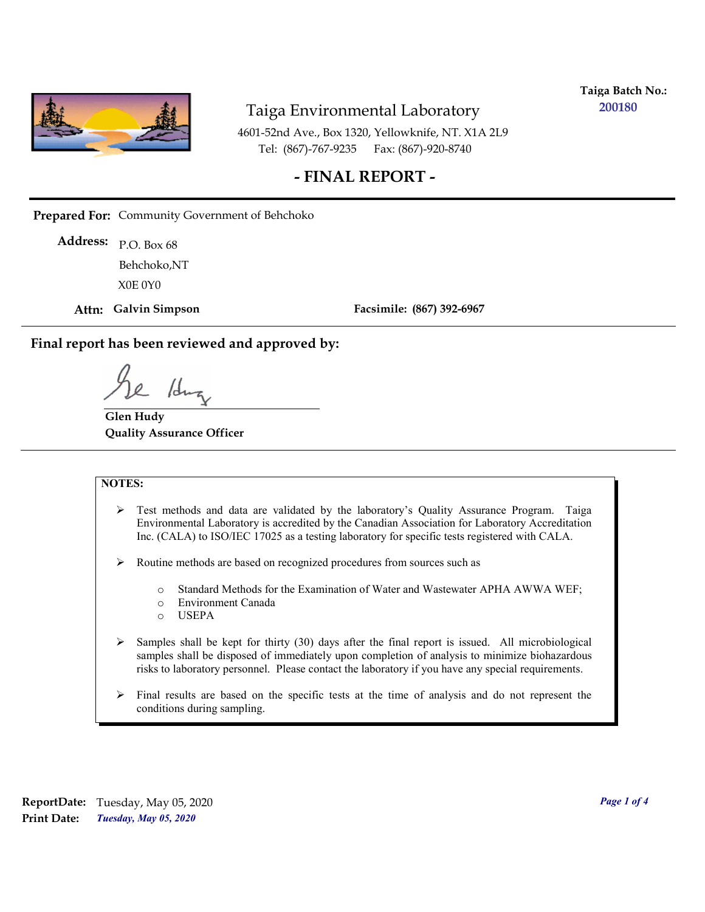**Taiga Batch No.:** 200180

# Taiga Environmental Laboratory

4601-52nd Ave., Box 1320, Yellowknife, NT. X1A 2L9
Tel: (867)-767-9235 Fax: (867)-920-8740

## - FINAL REPORT -

**Prepared For:** Community Government of Behchoko

**Address:** P.O. Box 68
Behchoko,NT
X0E 0Y0

**Attn: Galvin Simpson** **Facsimile: (867) 392-6967**

### Final report has been reviewed and approved by:

**Glen Hudy**
**Quality Assurance Officer**

**NOTES:**

- Test methods and data are validated by the laboratory's Quality Assurance Program. Taiga Environmental Laboratory is accredited by the Canadian Association for Laboratory Accreditation Inc. (CALA) to ISO/IEC 17025 as a testing laboratory for specific tests registered with CALA.
- Routine methods are based on recognized procedures from sources such as
  - Standard Methods for the Examination of Water and Wastewater APHA AWWA WEF;
  - Environment Canada
  - USEPA
- Samples shall be kept for thirty (30) days after the final report is issued. All microbiological samples shall be disposed of immediately upon completion of analysis to minimize biohazardous risks to laboratory personnel. Please contact the laboratory if you have any special requirements.
- Final results are based on the specific tests at the time of analysis and do not represent the conditions during sampling.

**ReportDate:** Tuesday, May 05, 2020
**Print Date:** *Tuesday, May 05, 2020*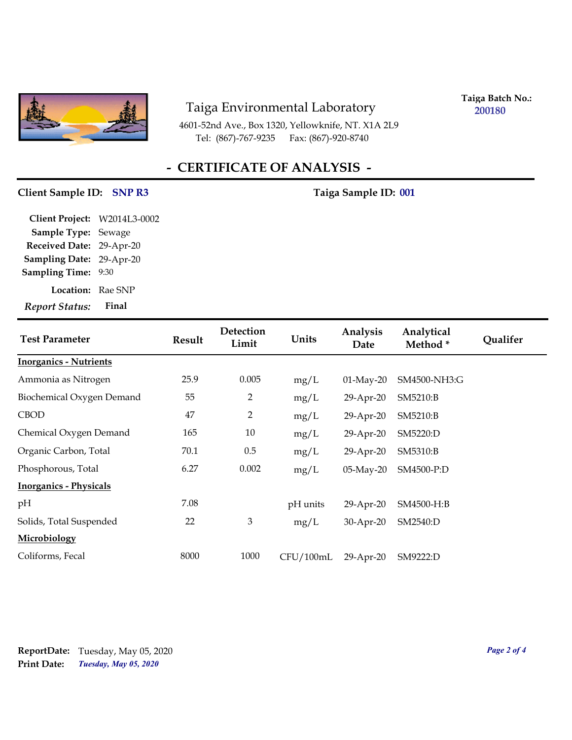# Taiga Environmental Laboratory

4601-52nd Ave., Box 1320, Yellowknife, NT. X1A 2L9
Tel: (867)-767-9235 Fax: (867)-920-8740

**Taiga Batch No.:** 200180

## - CERTIFICATE OF ANALYSIS -

**Client Sample ID:** SNP R3 **Taiga Sample ID:** 001

**Client Project:** W2014L3-0002
**Sample Type:** Sewage
**Received Date:** 29-Apr-20
**Sampling Date:** 29-Apr-20
**Sampling Time:** 9:30
**Location:** Rae SNP
***Report Status:*** **Final**

| Test Parameter | Result | Detection Limit | Units | Analysis Date | Analytical Method * | Qualifer |
|---|---|---|---|---|---|---|
| **Inorganics - Nutrients** | | | | | | |
| Ammonia as Nitrogen | 25.9 | 0.005 | mg/L | 01-May-20 | SM4500-NH3:G | |
| Biochemical Oxygen Demand | 55 | 2 | mg/L | 29-Apr-20 | SM5210:B | |
| CBOD | 47 | 2 | mg/L | 29-Apr-20 | SM5210:B | |
| Chemical Oxygen Demand | 165 | 10 | mg/L | 29-Apr-20 | SM5220:D | |
| Organic Carbon, Total | 70.1 | 0.5 | mg/L | 29-Apr-20 | SM5310:B | |
| Phosphorous, Total | 6.27 | 0.002 | mg/L | 05-May-20 | SM4500-P:D | |
| **Inorganics - Physicals** | | | | | | |
| pH | 7.08 | | pH units | 29-Apr-20 | SM4500-H:B | |
| Solids, Total Suspended | 22 | 3 | mg/L | 30-Apr-20 | SM2540:D | |
| **Microbiology** | | | | | | |
| Coliforms, Fecal | 8000 | 1000 | CFU/100mL | 29-Apr-20 | SM9222:D | |

**ReportDate:** Tuesday, May 05, 2020
**Print Date:** *Tuesday, May 05, 2020*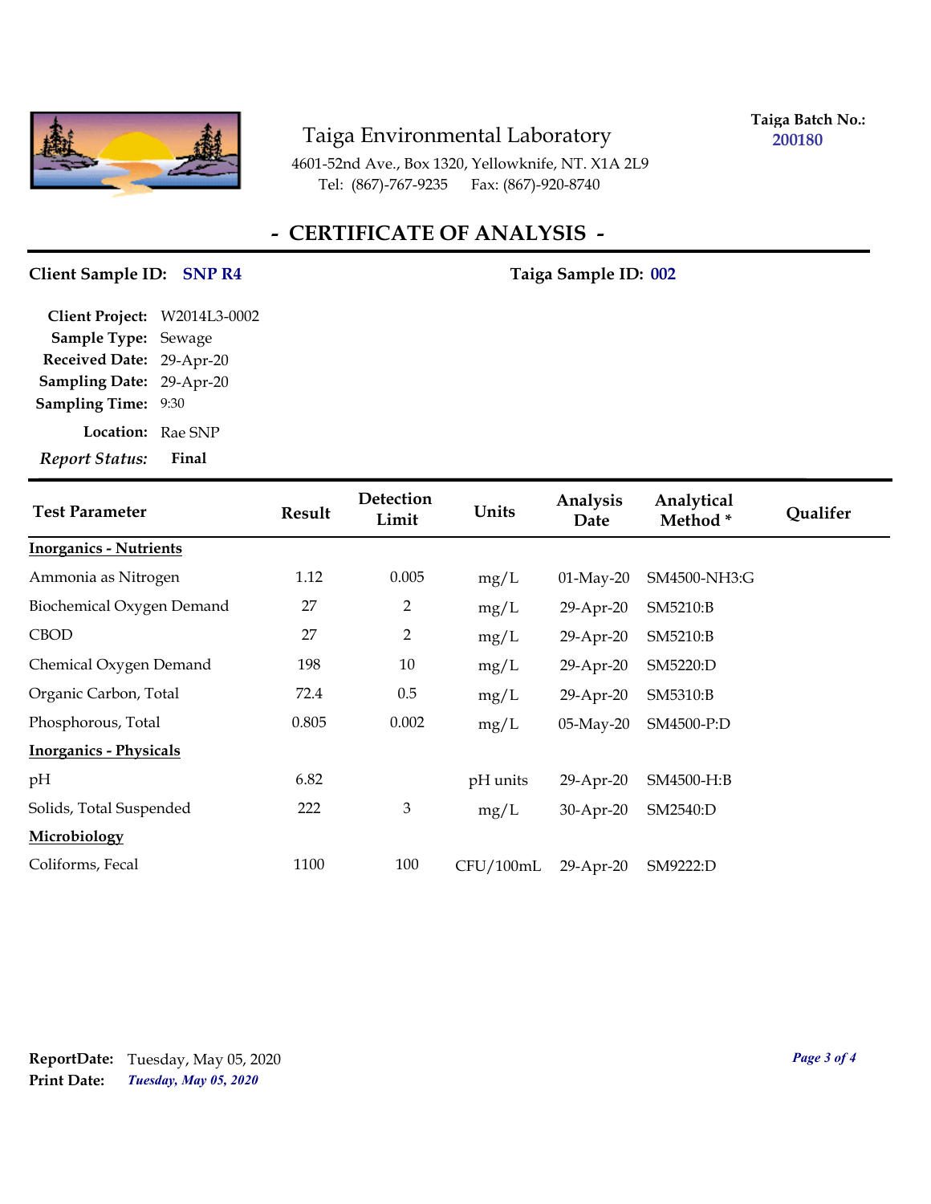# Taiga Environmental Laboratory

4601-52nd Ave., Box 1320, Yellowknife, NT. X1A 2L9
Tel: (867)-767-9235 Fax: (867)-920-8740

**Taiga Batch No.:** 200180

## - CERTIFICATE OF ANALYSIS -

**Client Sample ID:** SNP R4 **Taiga Sample ID:** 002

**Client Project:** W2014L3-0002
**Sample Type:** Sewage
**Received Date:** 29-Apr-20
**Sampling Date:** 29-Apr-20
**Sampling Time:** 9:30
**Location:** Rae SNP
***Report Status:*** **Final**

| Test Parameter | Result | Detection Limit | Units | Analysis Date | Analytical Method * | Qualifer |
|---|---|---|---|---|---|---|
| **Inorganics - Nutrients** | | | | | | |
| Ammonia as Nitrogen | 1.12 | 0.005 | mg/L | 01-May-20 | SM4500-NH3:G | |
| Biochemical Oxygen Demand | 27 | 2 | mg/L | 29-Apr-20 | SM5210:B | |
| CBOD | 27 | 2 | mg/L | 29-Apr-20 | SM5210:B | |
| Chemical Oxygen Demand | 198 | 10 | mg/L | 29-Apr-20 | SM5220:D | |
| Organic Carbon, Total | 72.4 | 0.5 | mg/L | 29-Apr-20 | SM5310:B | |
| Phosphorous, Total | 0.805 | 0.002 | mg/L | 05-May-20 | SM4500-P:D | |
| **Inorganics - Physicals** | | | | | | |
| pH | 6.82 | | pH units | 29-Apr-20 | SM4500-H:B | |
| Solids, Total Suspended | 222 | 3 | mg/L | 30-Apr-20 | SM2540:D | |
| **Microbiology** | | | | | | |
| Coliforms, Fecal | 1100 | 100 | CFU/100mL | 29-Apr-20 | SM9222:D | |

**ReportDate:** Tuesday, May 05, 2020
**Print Date:** *Tuesday, May 05, 2020*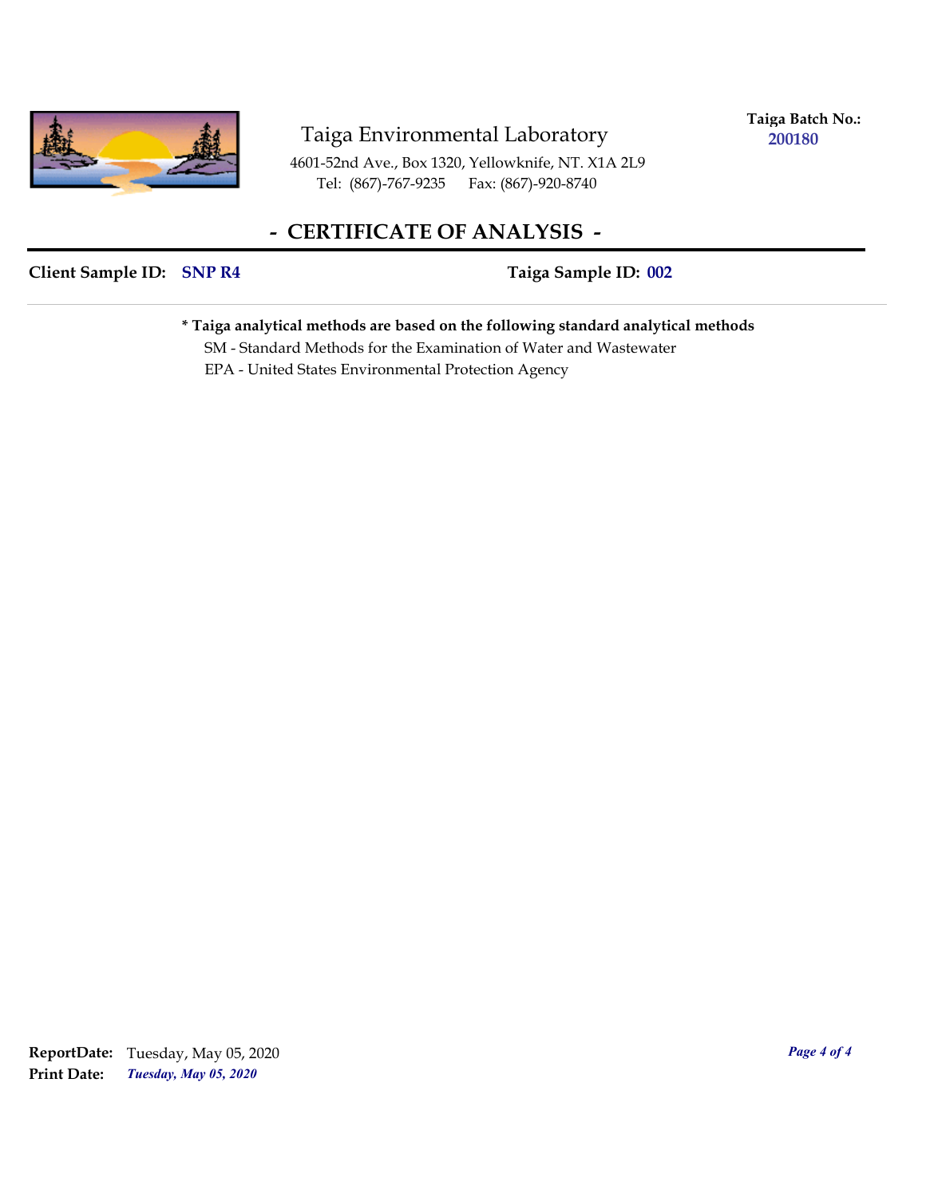Taiga Environmental Laboratory

4601-52nd Ave., Box 1320, Yellowknife, NT. X1A 2L9
Tel: (867)-767-9235 Fax: (867)-920-8740

**Taiga Batch No.:** **200180**

# - CERTIFICATE OF ANALYSIS -

**Client Sample ID:** **SNP R4** **Taiga Sample ID:** **002**

**\* Taiga analytical methods are based on the following standard analytical methods**

SM - Standard Methods for the Examination of Water and Wastewater

EPA - United States Environmental Protection Agency

**ReportDate:** Tuesday, May 05, 2020
**Print Date:** ***Tuesday, May 05, 2020***